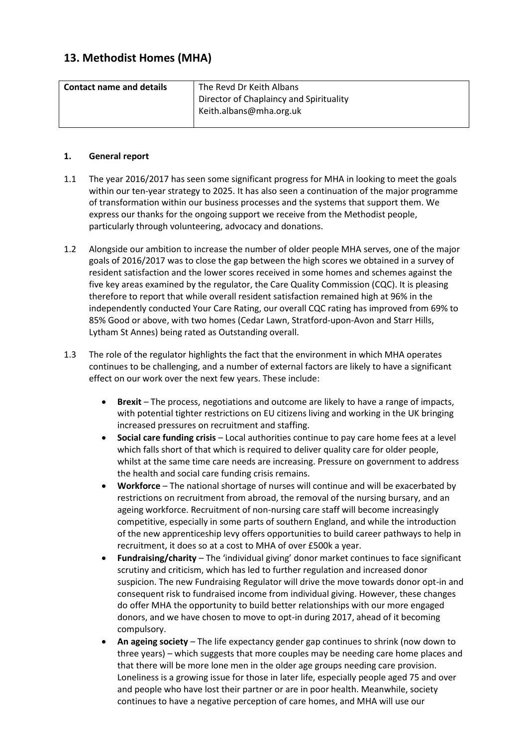## 13. Methodist Homes (MHA)

| Contact name and details | The Revd Dr Keith Albans<br>Director of Chaplaincy and Spirituality<br>Keith.albans@mha.org.uk |
|---|---|

### 1. General report

1.1 The year 2016/2017 has seen some significant progress for MHA in looking to meet the goals within our ten-year strategy to 2025. It has also seen a continuation of the major programme of transformation within our business processes and the systems that support them. We express our thanks for the ongoing support we receive from the Methodist people, particularly through volunteering, advocacy and donations.

1.2 Alongside our ambition to increase the number of older people MHA serves, one of the major goals of 2016/2017 was to close the gap between the high scores we obtained in a survey of resident satisfaction and the lower scores received in some homes and schemes against the five key areas examined by the regulator, the Care Quality Commission (CQC). It is pleasing therefore to report that while overall resident satisfaction remained high at 96% in the independently conducted Your Care Rating, our overall CQC rating has improved from 69% to 85% Good or above, with two homes (Cedar Lawn, Stratford-upon-Avon and Starr Hills, Lytham St Annes) being rated as Outstanding overall.

1.3 The role of the regulator highlights the fact that the environment in which MHA operates continues to be challenging, and a number of external factors are likely to have a significant effect on our work over the next few years. These include:

- **Brexit** – The process, negotiations and outcome are likely to have a range of impacts, with potential tighter restrictions on EU citizens living and working in the UK bringing increased pressures on recruitment and staffing.
- **Social care funding crisis** – Local authorities continue to pay care home fees at a level which falls short of that which is required to deliver quality care for older people, whilst at the same time care needs are increasing. Pressure on government to address the health and social care funding crisis remains.
- **Workforce** – The national shortage of nurses will continue and will be exacerbated by restrictions on recruitment from abroad, the removal of the nursing bursary, and an ageing workforce. Recruitment of non-nursing care staff will become increasingly competitive, especially in some parts of southern England, and while the introduction of the new apprenticeship levy offers opportunities to build career pathways to help in recruitment, it does so at a cost to MHA of over £500k a year.
- **Fundraising/charity** – The 'individual giving' donor market continues to face significant scrutiny and criticism, which has led to further regulation and increased donor suspicion. The new Fundraising Regulator will drive the move towards donor opt-in and consequent risk to fundraised income from individual giving. However, these changes do offer MHA the opportunity to build better relationships with our more engaged donors, and we have chosen to move to opt-in during 2017, ahead of it becoming compulsory.
- **An ageing society** – The life expectancy gender gap continues to shrink (now down to three years) – which suggests that more couples may be needing care home places and that there will be more lone men in the older age groups needing care provision. Loneliness is a growing issue for those in later life, especially people aged 75 and over and people who have lost their partner or are in poor health. Meanwhile, society continues to have a negative perception of care homes, and MHA will use our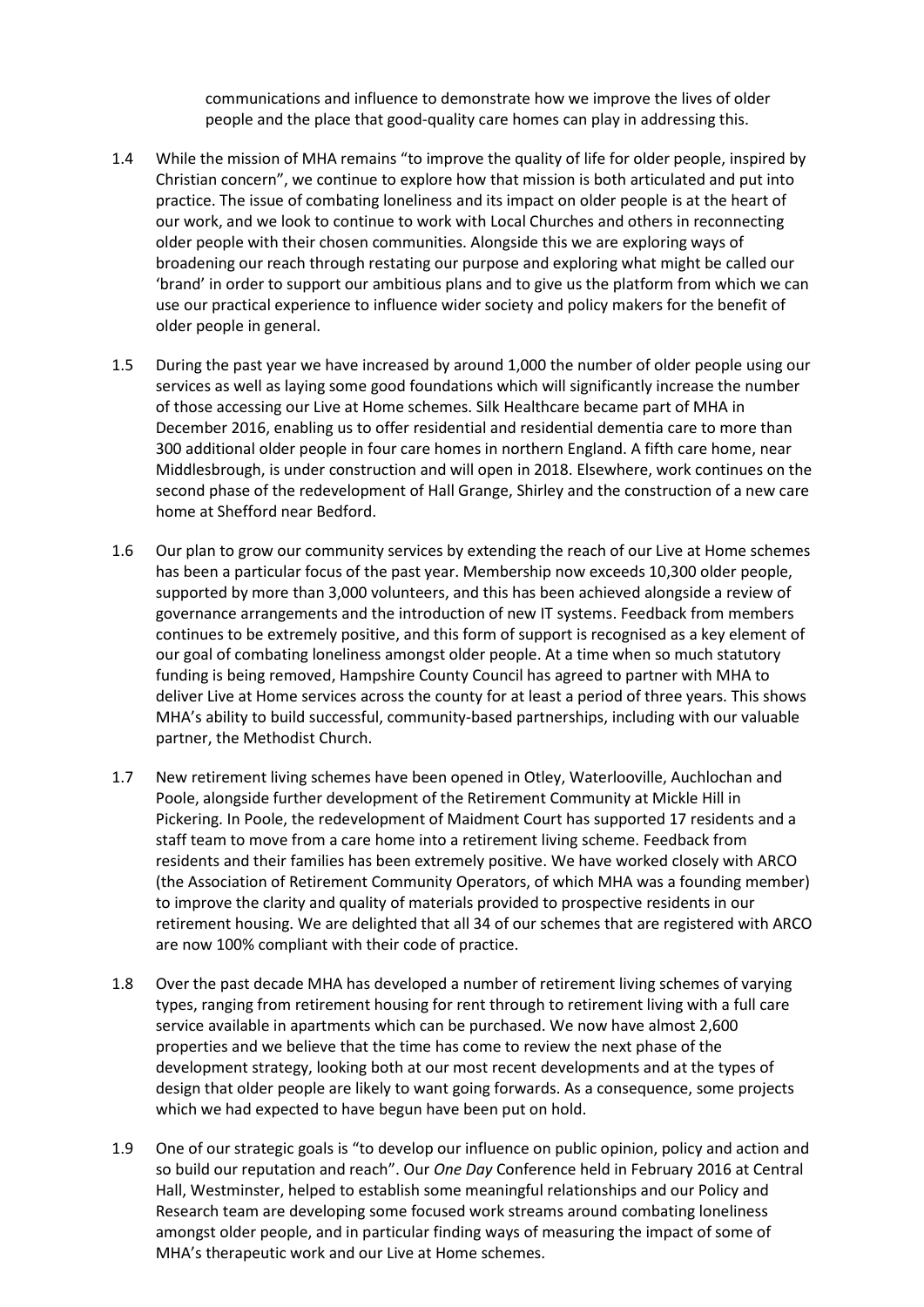communications and influence to demonstrate how we improve the lives of older people and the place that good-quality care homes can play in addressing this.

1.4 While the mission of MHA remains "to improve the quality of life for older people, inspired by Christian concern", we continue to explore how that mission is both articulated and put into practice. The issue of combating loneliness and its impact on older people is at the heart of our work, and we look to continue to work with Local Churches and others in reconnecting older people with their chosen communities. Alongside this we are exploring ways of broadening our reach through restating our purpose and exploring what might be called our 'brand' in order to support our ambitious plans and to give us the platform from which we can use our practical experience to influence wider society and policy makers for the benefit of older people in general.

1.5 During the past year we have increased by around 1,000 the number of older people using our services as well as laying some good foundations which will significantly increase the number of those accessing our Live at Home schemes. Silk Healthcare became part of MHA in December 2016, enabling us to offer residential and residential dementia care to more than 300 additional older people in four care homes in northern England. A fifth care home, near Middlesbrough, is under construction and will open in 2018. Elsewhere, work continues on the second phase of the redevelopment of Hall Grange, Shirley and the construction of a new care home at Shefford near Bedford.

1.6 Our plan to grow our community services by extending the reach of our Live at Home schemes has been a particular focus of the past year. Membership now exceeds 10,300 older people, supported by more than 3,000 volunteers, and this has been achieved alongside a review of governance arrangements and the introduction of new IT systems. Feedback from members continues to be extremely positive, and this form of support is recognised as a key element of our goal of combating loneliness amongst older people. At a time when so much statutory funding is being removed, Hampshire County Council has agreed to partner with MHA to deliver Live at Home services across the county for at least a period of three years. This shows MHA's ability to build successful, community-based partnerships, including with our valuable partner, the Methodist Church.

1.7 New retirement living schemes have been opened in Otley, Waterlooville, Auchlochan and Poole, alongside further development of the Retirement Community at Mickle Hill in Pickering. In Poole, the redevelopment of Maidment Court has supported 17 residents and a staff team to move from a care home into a retirement living scheme. Feedback from residents and their families has been extremely positive. We have worked closely with ARCO (the Association of Retirement Community Operators, of which MHA was a founding member) to improve the clarity and quality of materials provided to prospective residents in our retirement housing. We are delighted that all 34 of our schemes that are registered with ARCO are now 100% compliant with their code of practice.

1.8 Over the past decade MHA has developed a number of retirement living schemes of varying types, ranging from retirement housing for rent through to retirement living with a full care service available in apartments which can be purchased. We now have almost 2,600 properties and we believe that the time has come to review the next phase of the development strategy, looking both at our most recent developments and at the types of design that older people are likely to want going forwards. As a consequence, some projects which we had expected to have begun have been put on hold.

1.9 One of our strategic goals is "to develop our influence on public opinion, policy and action and so build our reputation and reach". Our *One Day* Conference held in February 2016 at Central Hall, Westminster, helped to establish some meaningful relationships and our Policy and Research team are developing some focused work streams around combating loneliness amongst older people, and in particular finding ways of measuring the impact of some of MHA's therapeutic work and our Live at Home schemes.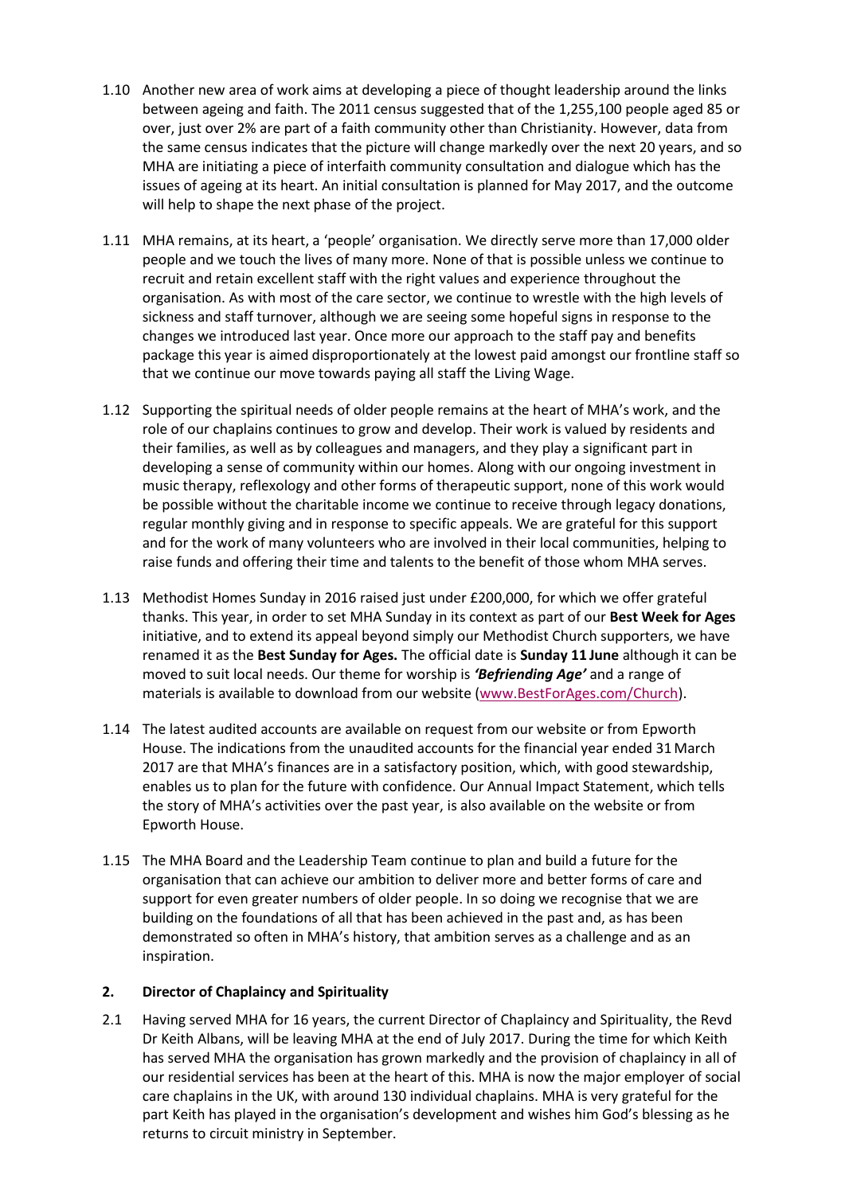1.10 Another new area of work aims at developing a piece of thought leadership around the links between ageing and faith. The 2011 census suggested that of the 1,255,100 people aged 85 or over, just over 2% are part of a faith community other than Christianity. However, data from the same census indicates that the picture will change markedly over the next 20 years, and so MHA are initiating a piece of interfaith community consultation and dialogue which has the issues of ageing at its heart. An initial consultation is planned for May 2017, and the outcome will help to shape the next phase of the project.

1.11 MHA remains, at its heart, a 'people' organisation. We directly serve more than 17,000 older people and we touch the lives of many more. None of that is possible unless we continue to recruit and retain excellent staff with the right values and experience throughout the organisation. As with most of the care sector, we continue to wrestle with the high levels of sickness and staff turnover, although we are seeing some hopeful signs in response to the changes we introduced last year. Once more our approach to the staff pay and benefits package this year is aimed disproportionately at the lowest paid amongst our frontline staff so that we continue our move towards paying all staff the Living Wage.

1.12 Supporting the spiritual needs of older people remains at the heart of MHA's work, and the role of our chaplains continues to grow and develop. Their work is valued by residents and their families, as well as by colleagues and managers, and they play a significant part in developing a sense of community within our homes. Along with our ongoing investment in music therapy, reflexology and other forms of therapeutic support, none of this work would be possible without the charitable income we continue to receive through legacy donations, regular monthly giving and in response to specific appeals. We are grateful for this support and for the work of many volunteers who are involved in their local communities, helping to raise funds and offering their time and talents to the benefit of those whom MHA serves.

1.13 Methodist Homes Sunday in 2016 raised just under £200,000, for which we offer grateful thanks. This year, in order to set MHA Sunday in its context as part of our **Best Week for Ages** initiative, and to extend its appeal beyond simply our Methodist Church supporters, we have renamed it as the **Best Sunday for Ages.** The official date is **Sunday 11 June** although it can be moved to suit local needs. Our theme for worship is ***'Befriending Age'*** and a range of materials is available to download from our website (www.BestForAges.com/Church).

1.14 The latest audited accounts are available on request from our website or from Epworth House. The indications from the unaudited accounts for the financial year ended 31 March 2017 are that MHA's finances are in a satisfactory position, which, with good stewardship, enables us to plan for the future with confidence. Our Annual Impact Statement, which tells the story of MHA's activities over the past year, is also available on the website or from Epworth House.

1.15 The MHA Board and the Leadership Team continue to plan and build a future for the organisation that can achieve our ambition to deliver more and better forms of care and support for even greater numbers of older people. In so doing we recognise that we are building on the foundations of all that has been achieved in the past and, as has been demonstrated so often in MHA's history, that ambition serves as a challenge and as an inspiration.

## 2. Director of Chaplaincy and Spirituality

2.1 Having served MHA for 16 years, the current Director of Chaplaincy and Spirituality, the Revd Dr Keith Albans, will be leaving MHA at the end of July 2017. During the time for which Keith has served MHA the organisation has grown markedly and the provision of chaplaincy in all of our residential services has been at the heart of this. MHA is now the major employer of social care chaplains in the UK, with around 130 individual chaplains. MHA is very grateful for the part Keith has played in the organisation's development and wishes him God's blessing as he returns to circuit ministry in September.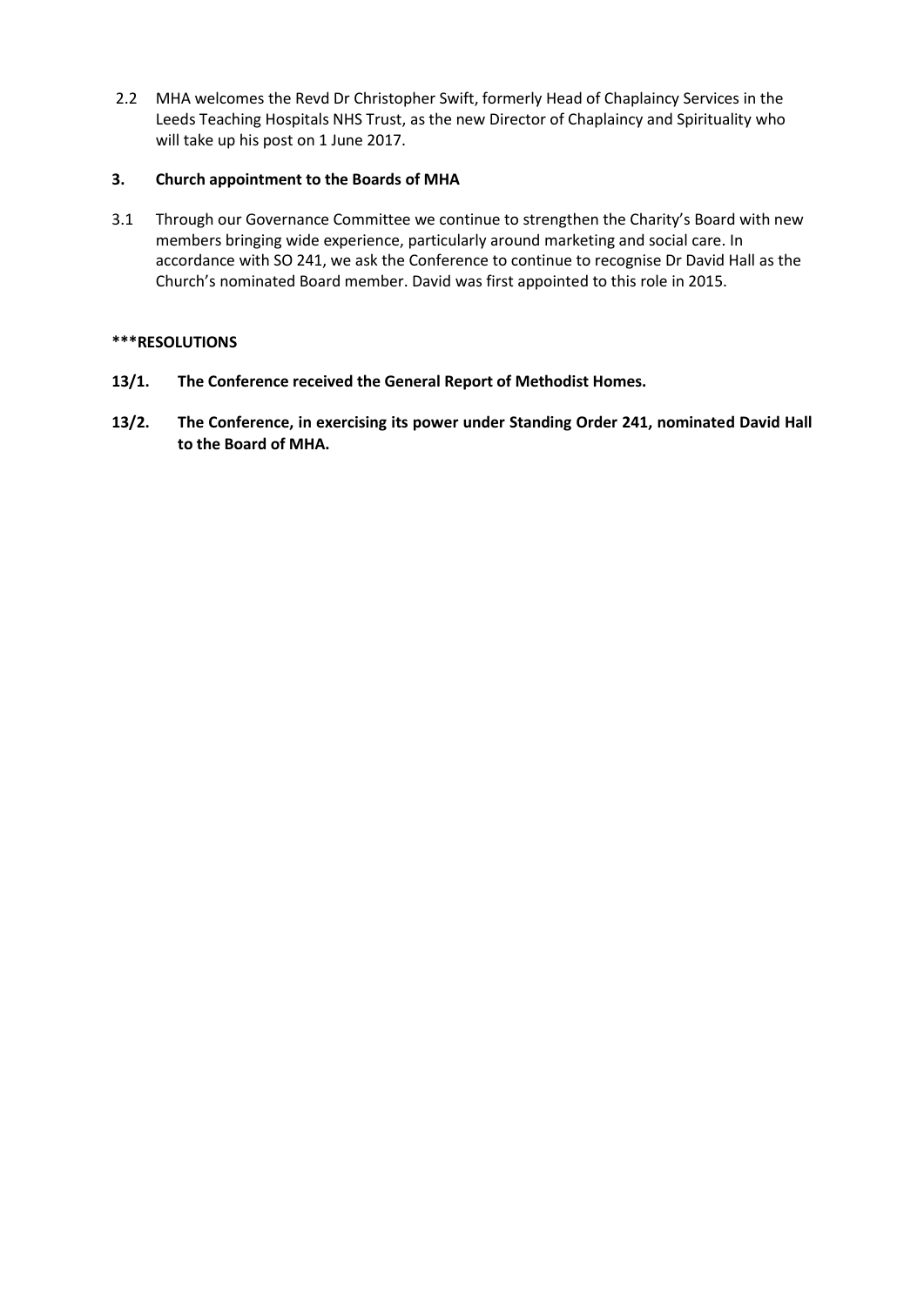2.2 MHA welcomes the Revd Dr Christopher Swift, formerly Head of Chaplaincy Services in the Leeds Teaching Hospitals NHS Trust, as the new Director of Chaplaincy and Spirituality who will take up his post on 1 June 2017.

## 3. Church appointment to the Boards of MHA

3.1 Through our Governance Committee we continue to strengthen the Charity's Board with new members bringing wide experience, particularly around marketing and social care. In accordance with SO 241, we ask the Conference to continue to recognise Dr David Hall as the Church's nominated Board member. David was first appointed to this role in 2015.

**\*\*\*RESOLUTIONS**

**13/1. The Conference received the General Report of Methodist Homes.**

**13/2. The Conference, in exercising its power under Standing Order 241, nominated David Hall to the Board of MHA.**